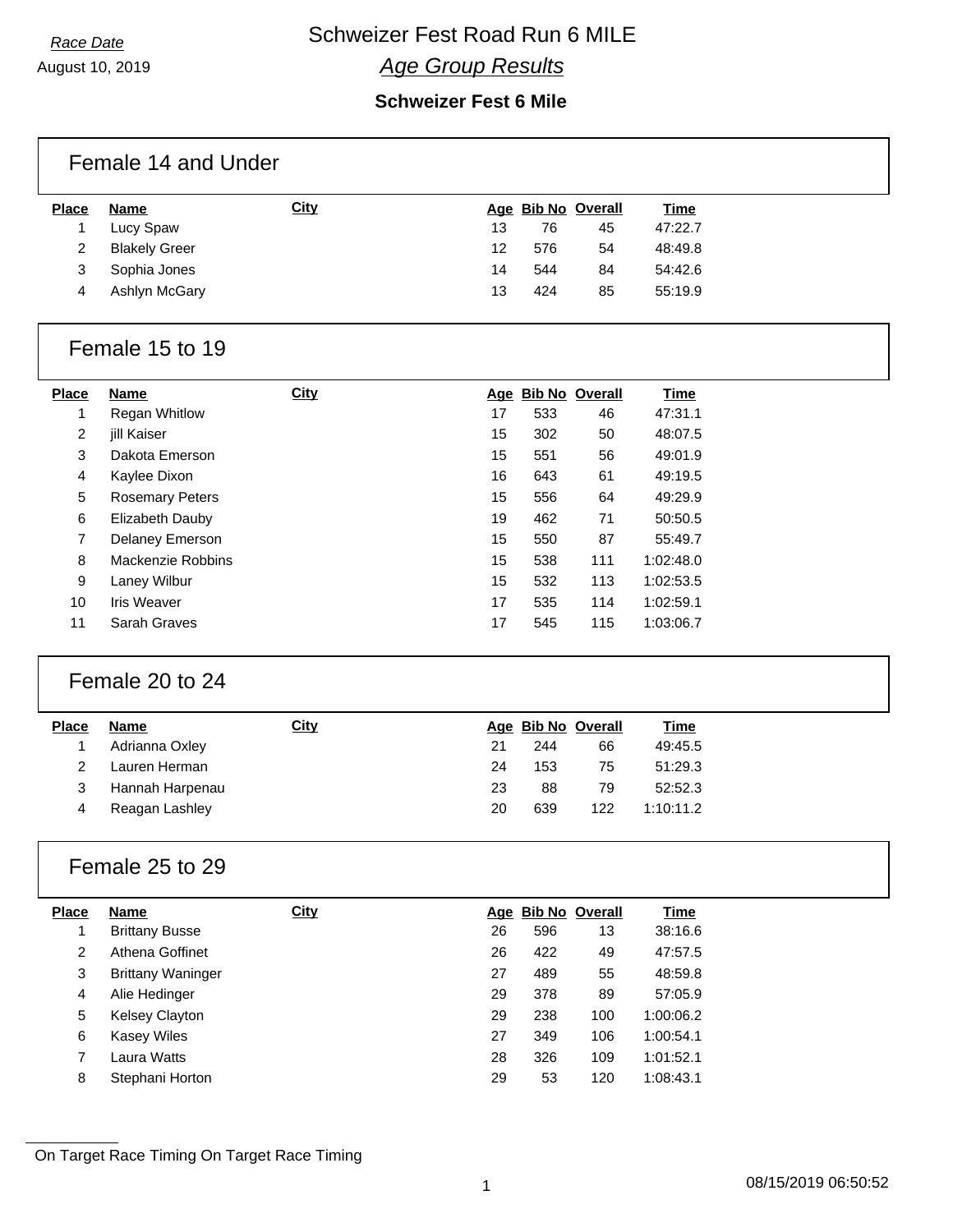*Race Date*

August 10, 2019

# Schweizer Fest Road Run 6 MILE

## *Age Group Results*

### Schweizer Fest 6 Mile

#### Female 14 and Under

| Place | Name | City | Age | Bib No | Overall | Time |
|---|---|---|---|---|---|---|
| 1 | Lucy Spaw | | 13 | 76 | 45 | 47:22.7 |
| 2 | Blakely Greer | | 12 | 576 | 54 | 48:49.8 |
| 3 | Sophia Jones | | 14 | 544 | 84 | 54:42.6 |
| 4 | Ashlyn McGary | | 13 | 424 | 85 | 55:19.9 |

#### Female 15 to 19

| Place | Name | City | Age | Bib No | Overall | Time |
|---|---|---|---|---|---|---|
| 1 | Regan Whitlow | | 17 | 533 | 46 | 47:31.1 |
| 2 | jill Kaiser | | 15 | 302 | 50 | 48:07.5 |
| 3 | Dakota Emerson | | 15 | 551 | 56 | 49:01.9 |
| 4 | Kaylee Dixon | | 16 | 643 | 61 | 49:19.5 |
| 5 | Rosemary Peters | | 15 | 556 | 64 | 49:29.9 |
| 6 | Elizabeth Dauby | | 19 | 462 | 71 | 50:50.5 |
| 7 | Delaney Emerson | | 15 | 550 | 87 | 55:49.7 |
| 8 | Mackenzie Robbins | | 15 | 538 | 111 | 1:02:48.0 |
| 9 | Laney Wilbur | | 15 | 532 | 113 | 1:02:53.5 |
| 10 | Iris Weaver | | 17 | 535 | 114 | 1:02:59.1 |
| 11 | Sarah Graves | | 17 | 545 | 115 | 1:03:06.7 |

#### Female 20 to 24

| Place | Name | City | Age | Bib No | Overall | Time |
|---|---|---|---|---|---|---|
| 1 | Adrianna Oxley | | 21 | 244 | 66 | 49:45.5 |
| 2 | Lauren Herman | | 24 | 153 | 75 | 51:29.3 |
| 3 | Hannah Harpenau | | 23 | 88 | 79 | 52:52.3 |
| 4 | Reagan Lashley | | 20 | 639 | 122 | 1:10:11.2 |

#### Female 25 to 29

| Place | Name | City | Age | Bib No | Overall | Time |
|---|---|---|---|---|---|---|
| 1 | Brittany Busse | | 26 | 596 | 13 | 38:16.6 |
| 2 | Athena Goffinet | | 26 | 422 | 49 | 47:57.5 |
| 3 | Brittany Waninger | | 27 | 489 | 55 | 48:59.8 |
| 4 | Alie Hedinger | | 29 | 378 | 89 | 57:05.9 |
| 5 | Kelsey Clayton | | 29 | 238 | 100 | 1:00:06.2 |
| 6 | Kasey Wiles | | 27 | 349 | 106 | 1:00:54.1 |
| 7 | Laura Watts | | 28 | 326 | 109 | 1:01:52.1 |
| 8 | Stephani Horton | | 29 | 53 | 120 | 1:08:43.1 |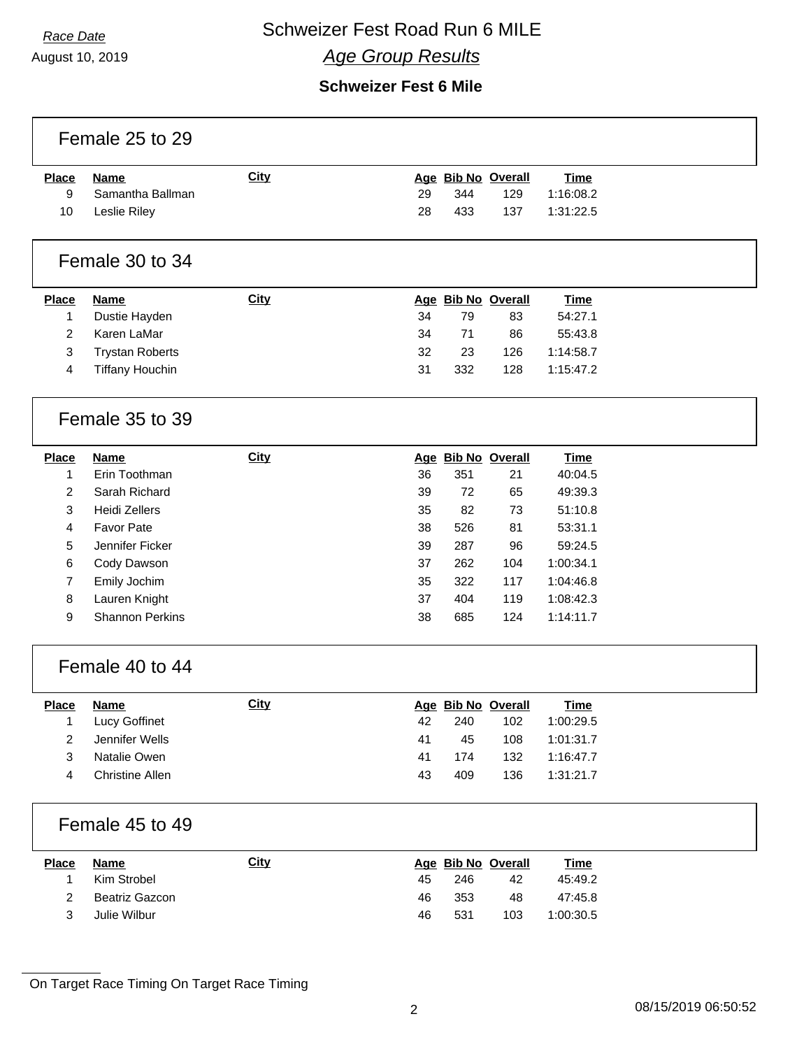*Race Date*

August 10, 2019

# Schweizer Fest Road Run 6 MILE

## *Age Group Results*

### Schweizer Fest 6 Mile

#### Female 25 to 29

| Place | Name | City | Age | Bib No | Overall | Time |
|---|---|---|---|---|---|---|
| 9 | Samantha Ballman | | 29 | 344 | 129 | 1:16:08.2 |
| 10 | Leslie Riley | | 28 | 433 | 137 | 1:31:22.5 |

#### Female 30 to 34

| Place | Name | City | Age | Bib No | Overall | Time |
|---|---|---|---|---|---|---|
| 1 | Dustie Hayden | | 34 | 79 | 83 | 54:27.1 |
| 2 | Karen LaMar | | 34 | 71 | 86 | 55:43.8 |
| 3 | Trystan Roberts | | 32 | 23 | 126 | 1:14:58.7 |
| 4 | Tiffany Houchin | | 31 | 332 | 128 | 1:15:47.2 |

#### Female 35 to 39

| Place | Name | City | Age | Bib No | Overall | Time |
|---|---|---|---|---|---|---|
| 1 | Erin Toothman | | 36 | 351 | 21 | 40:04.5 |
| 2 | Sarah Richard | | 39 | 72 | 65 | 49:39.3 |
| 3 | Heidi Zellers | | 35 | 82 | 73 | 51:10.8 |
| 4 | Favor Pate | | 38 | 526 | 81 | 53:31.1 |
| 5 | Jennifer Ficker | | 39 | 287 | 96 | 59:24.5 |
| 6 | Cody Dawson | | 37 | 262 | 104 | 1:00:34.1 |
| 7 | Emily Jochim | | 35 | 322 | 117 | 1:04:46.8 |
| 8 | Lauren Knight | | 37 | 404 | 119 | 1:08:42.3 |
| 9 | Shannon Perkins | | 38 | 685 | 124 | 1:14:11.7 |

#### Female 40 to 44

| Place | Name | City | Age | Bib No | Overall | Time |
|---|---|---|---|---|---|---|
| 1 | Lucy Goffinet | | 42 | 240 | 102 | 1:00:29.5 |
| 2 | Jennifer Wells | | 41 | 45 | 108 | 1:01:31.7 |
| 3 | Natalie Owen | | 41 | 174 | 132 | 1:16:47.7 |
| 4 | Christine Allen | | 43 | 409 | 136 | 1:31:21.7 |

#### Female 45 to 49

| Place | Name | City | Age | Bib No | Overall | Time |
|---|---|---|---|---|---|---|
| 1 | Kim Strobel | | 45 | 246 | 42 | 45:49.2 |
| 2 | Beatriz Gazcon | | 46 | 353 | 48 | 47:45.8 |
| 3 | Julie Wilbur | | 46 | 531 | 103 | 1:00:30.5 |

On Target Race Timing On Target Race Timing

08/15/2019 06:50:52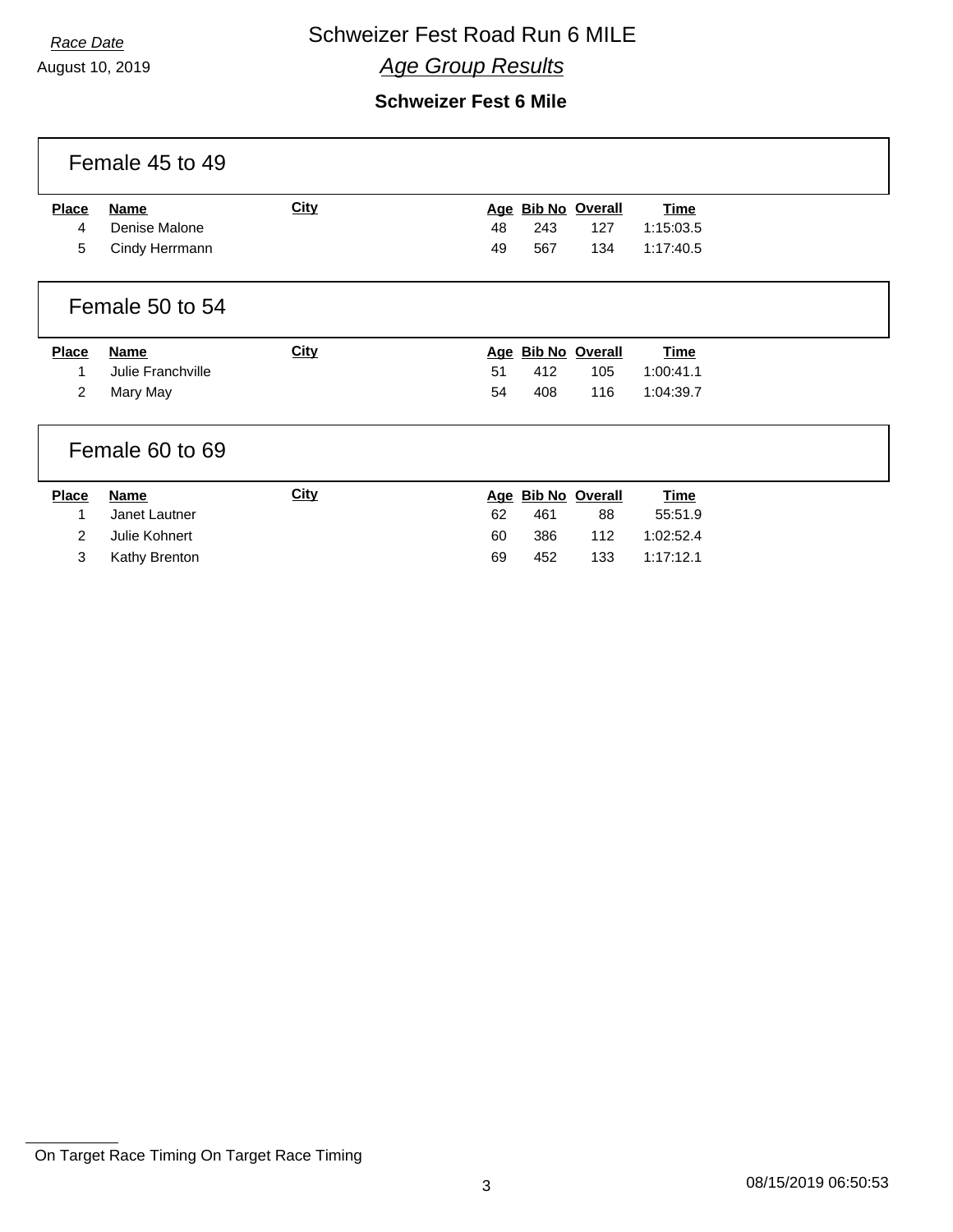*Race Date*
August 10, 2019

# Schweizer Fest Road Run 6 MILE

## *Age Group Results*

### Schweizer Fest 6 Mile

#### Female 45 to 49

| Place | Name | City | Age | Bib No | Overall | Time |
|---|---|---|---|---|---|---|
| 4 | Denise Malone | | 48 | 243 | 127 | 1:15:03.5 |
| 5 | Cindy Herrmann | | 49 | 567 | 134 | 1:17:40.5 |

#### Female 50 to 54

| Place | Name | City | Age | Bib No | Overall | Time |
|---|---|---|---|---|---|---|
| 1 | Julie Franchville | | 51 | 412 | 105 | 1:00:41.1 |
| 2 | Mary May | | 54 | 408 | 116 | 1:04:39.7 |

#### Female 60 to 69

| Place | Name | City | Age | Bib No | Overall | Time |
|---|---|---|---|---|---|---|
| 1 | Janet Lautner | | 62 | 461 | 88 | 55:51.9 |
| 2 | Julie Kohnert | | 60 | 386 | 112 | 1:02:52.4 |
| 3 | Kathy Brenton | | 69 | 452 | 133 | 1:17:12.1 |

On Target Race Timing On Target Race Timing

08/15/2019 06:50:53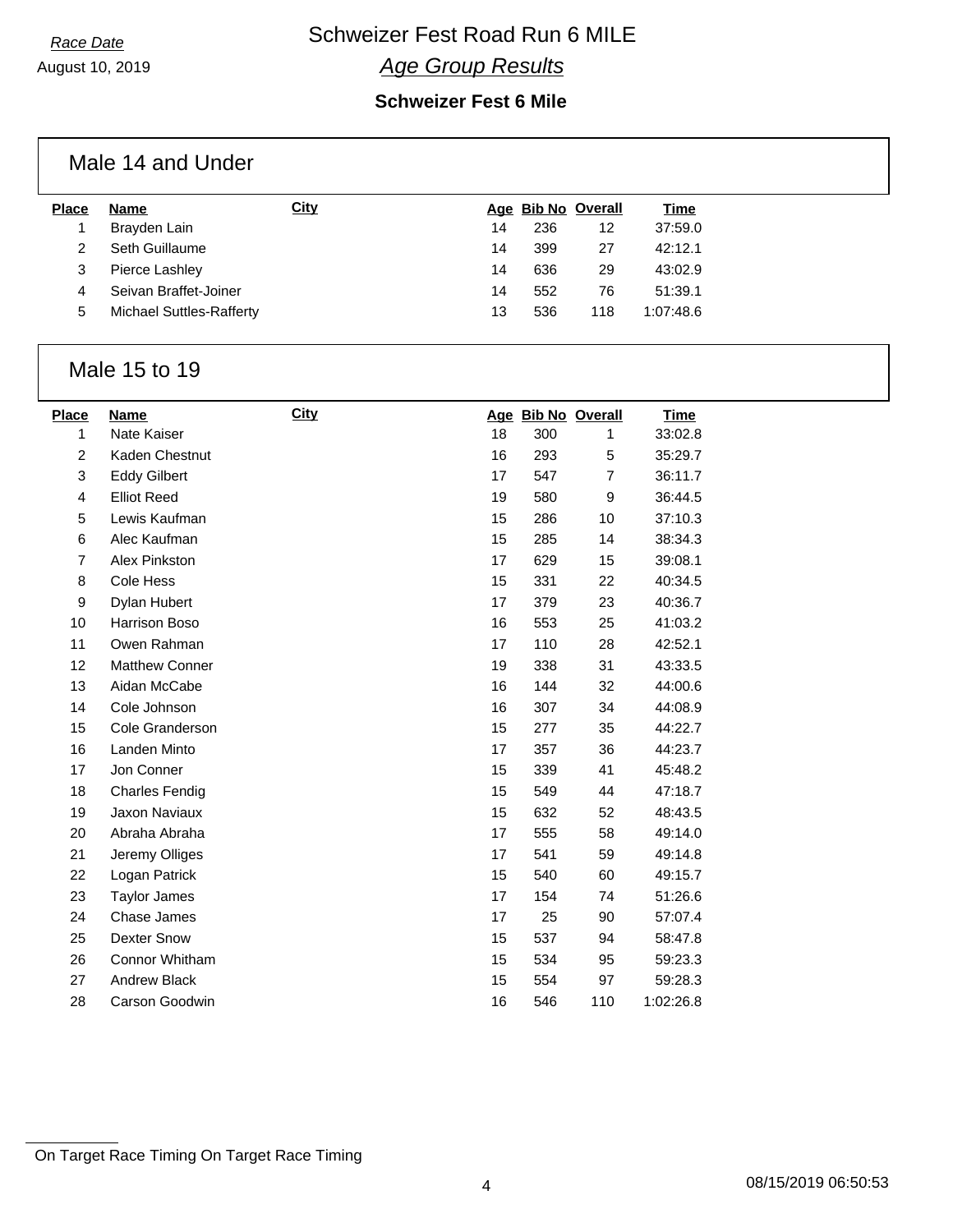*Race Date*

August 10, 2019

# Schweizer Fest Road Run 6 MILE

## *Age Group Results*

### Schweizer Fest 6 Mile

## Male 14 and Under

| Place | Name | City | Age | Bib No | Overall | Time |
|---|---|---|---|---|---|---|
| 1 | Brayden Lain | | 14 | 236 | 12 | 37:59.0 |
| 2 | Seth Guillaume | | 14 | 399 | 27 | 42:12.1 |
| 3 | Pierce Lashley | | 14 | 636 | 29 | 43:02.9 |
| 4 | Seivan Braffet-Joiner | | 14 | 552 | 76 | 51:39.1 |
| 5 | Michael Suttles-Rafferty | | 13 | 536 | 118 | 1:07:48.6 |

## Male 15 to 19

| Place | Name | City | Age | Bib No | Overall | Time |
|---|---|---|---|---|---|---|
| 1 | Nate Kaiser | | 18 | 300 | 1 | 33:02.8 |
| 2 | Kaden Chestnut | | 16 | 293 | 5 | 35:29.7 |
| 3 | Eddy Gilbert | | 17 | 547 | 7 | 36:11.7 |
| 4 | Elliot Reed | | 19 | 580 | 9 | 36:44.5 |
| 5 | Lewis Kaufman | | 15 | 286 | 10 | 37:10.3 |
| 6 | Alec Kaufman | | 15 | 285 | 14 | 38:34.3 |
| 7 | Alex Pinkston | | 17 | 629 | 15 | 39:08.1 |
| 8 | Cole Hess | | 15 | 331 | 22 | 40:34.5 |
| 9 | Dylan Hubert | | 17 | 379 | 23 | 40:36.7 |
| 10 | Harrison Boso | | 16 | 553 | 25 | 41:03.2 |
| 11 | Owen Rahman | | 17 | 110 | 28 | 42:52.1 |
| 12 | Matthew Conner | | 19 | 338 | 31 | 43:33.5 |
| 13 | Aidan McCabe | | 16 | 144 | 32 | 44:00.6 |
| 14 | Cole Johnson | | 16 | 307 | 34 | 44:08.9 |
| 15 | Cole Granderson | | 15 | 277 | 35 | 44:22.7 |
| 16 | Landen Minto | | 17 | 357 | 36 | 44:23.7 |
| 17 | Jon Conner | | 15 | 339 | 41 | 45:48.2 |
| 18 | Charles Fendig | | 15 | 549 | 44 | 47:18.7 |
| 19 | Jaxon Naviaux | | 15 | 632 | 52 | 48:43.5 |
| 20 | Abraha Abraha | | 17 | 555 | 58 | 49:14.0 |
| 21 | Jeremy Olliges | | 17 | 541 | 59 | 49:14.8 |
| 22 | Logan Patrick | | 15 | 540 | 60 | 49:15.7 |
| 23 | Taylor James | | 17 | 154 | 74 | 51:26.6 |
| 24 | Chase James | | 17 | 25 | 90 | 57:07.4 |
| 25 | Dexter Snow | | 15 | 537 | 94 | 58:47.8 |
| 26 | Connor Whitham | | 15 | 534 | 95 | 59:23.3 |
| 27 | Andrew Black | | 15 | 554 | 97 | 59:28.3 |
| 28 | Carson Goodwin | | 16 | 546 | 110 | 1:02:26.8 |

On Target Race Timing On Target Race Timing

08/15/2019 06:50:53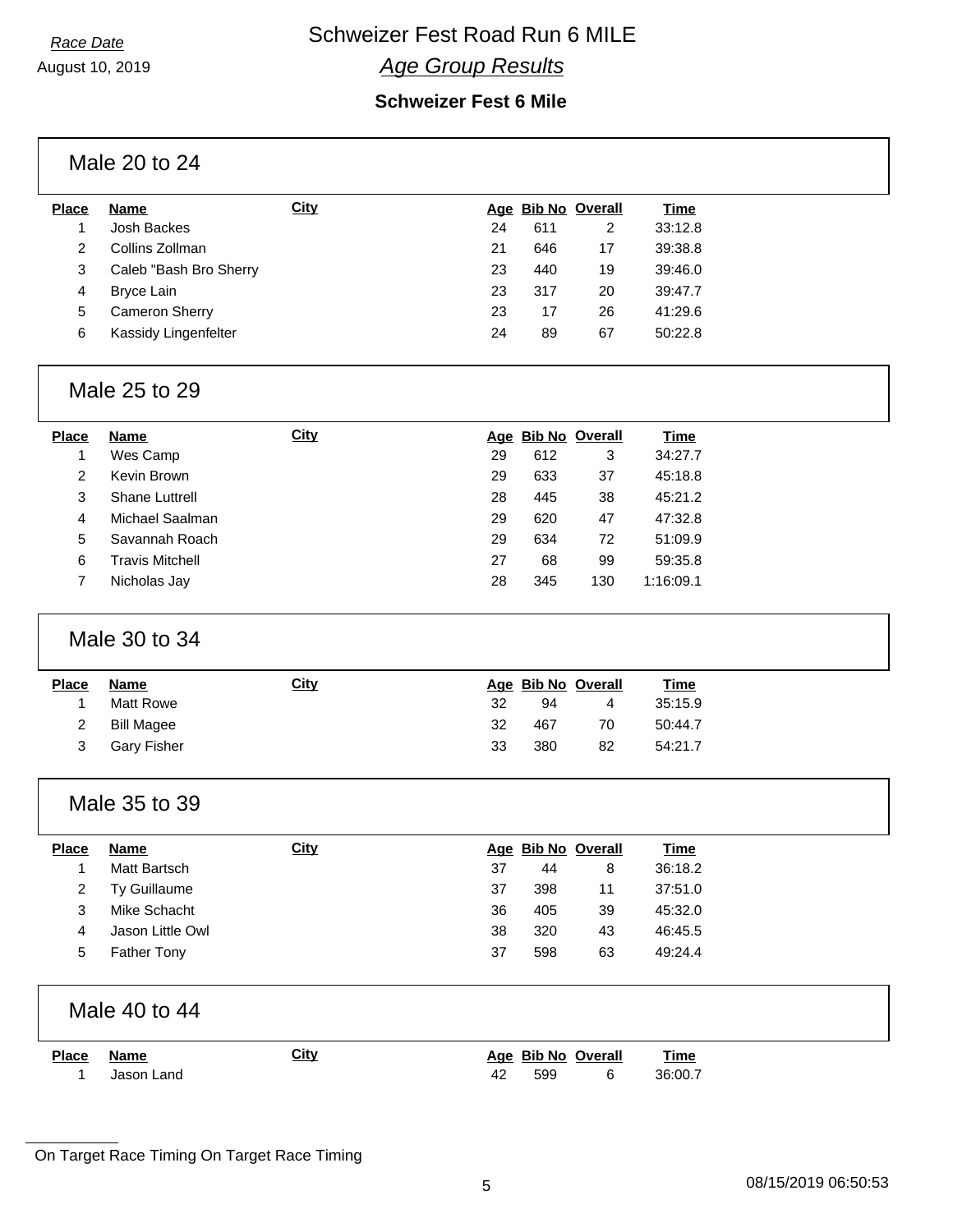Race Date
August 10, 2019

# Schweizer Fest Road Run 6 MILE

## *Age Group Results*

### Schweizer Fest 6 Mile

#### Male 20 to 24

| Place | Name | City | Age | Bib No | Overall | Time |
|---|---|---|---|---|---|---|
| 1 | Josh Backes | | 24 | 611 | 2 | 33:12.8 |
| 2 | Collins Zollman | | 21 | 646 | 17 | 39:38.8 |
| 3 | Caleb "Bash Bro Sherry | | 23 | 440 | 19 | 39:46.0 |
| 4 | Bryce Lain | | 23 | 317 | 20 | 39:47.7 |
| 5 | Cameron Sherry | | 23 | 17 | 26 | 41:29.6 |
| 6 | Kassidy Lingenfelter | | 24 | 89 | 67 | 50:22.8 |

#### Male 25 to 29

| Place | Name | City | Age | Bib No | Overall | Time |
|---|---|---|---|---|---|---|
| 1 | Wes Camp | | 29 | 612 | 3 | 34:27.7 |
| 2 | Kevin Brown | | 29 | 633 | 37 | 45:18.8 |
| 3 | Shane Luttrell | | 28 | 445 | 38 | 45:21.2 |
| 4 | Michael Saalman | | 29 | 620 | 47 | 47:32.8 |
| 5 | Savannah Roach | | 29 | 634 | 72 | 51:09.9 |
| 6 | Travis Mitchell | | 27 | 68 | 99 | 59:35.8 |
| 7 | Nicholas Jay | | 28 | 345 | 130 | 1:16:09.1 |

#### Male 30 to 34

| Place | Name | City | Age | Bib No | Overall | Time |
|---|---|---|---|---|---|---|
| 1 | Matt Rowe | | 32 | 94 | 4 | 35:15.9 |
| 2 | Bill Magee | | 32 | 467 | 70 | 50:44.7 |
| 3 | Gary Fisher | | 33 | 380 | 82 | 54:21.7 |

#### Male 35 to 39

| Place | Name | City | Age | Bib No | Overall | Time |
|---|---|---|---|---|---|---|
| 1 | Matt Bartsch | | 37 | 44 | 8 | 36:18.2 |
| 2 | Ty Guillaume | | 37 | 398 | 11 | 37:51.0 |
| 3 | Mike Schacht | | 36 | 405 | 39 | 45:32.0 |
| 4 | Jason Little Owl | | 38 | 320 | 43 | 46:45.5 |
| 5 | Father Tony | | 37 | 598 | 63 | 49:24.4 |

#### Male 40 to 44

| Place | Name | City | Age | Bib No | Overall | Time |
|---|---|---|---|---|---|---|
| 1 | Jason Land | | 42 | 599 | 6 | 36:00.7 |

On Target Race Timing On Target Race Timing

08/15/2019 06:50:53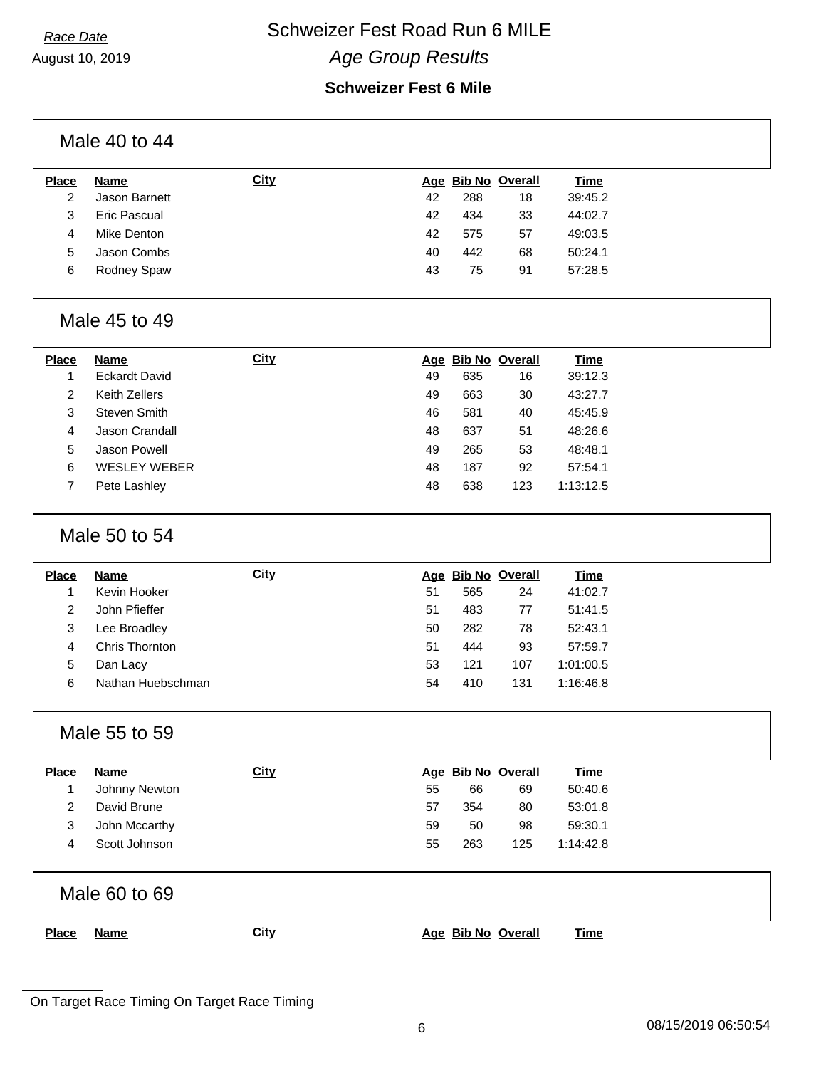*Race Date*
August 10, 2019

# Schweizer Fest Road Run 6 MILE

## *Age Group Results*

### Schweizer Fest 6 Mile

#### Male 40 to 44

| Place | Name | City | Age | Bib No | Overall | Time |
|---|---|---|---|---|---|---|
| 2 | Jason Barnett | | 42 | 288 | 18 | 39:45.2 |
| 3 | Eric Pascual | | 42 | 434 | 33 | 44:02.7 |
| 4 | Mike Denton | | 42 | 575 | 57 | 49:03.5 |
| 5 | Jason Combs | | 40 | 442 | 68 | 50:24.1 |
| 6 | Rodney Spaw | | 43 | 75 | 91 | 57:28.5 |

#### Male 45 to 49

| Place | Name | City | Age | Bib No | Overall | Time |
|---|---|---|---|---|---|---|
| 1 | Eckardt David | | 49 | 635 | 16 | 39:12.3 |
| 2 | Keith Zellers | | 49 | 663 | 30 | 43:27.7 |
| 3 | Steven Smith | | 46 | 581 | 40 | 45:45.9 |
| 4 | Jason Crandall | | 48 | 637 | 51 | 48:26.6 |
| 5 | Jason Powell | | 49 | 265 | 53 | 48:48.1 |
| 6 | WESLEY WEBER | | 48 | 187 | 92 | 57:54.1 |
| 7 | Pete Lashley | | 48 | 638 | 123 | 1:13:12.5 |

#### Male 50 to 54

| Place | Name | City | Age | Bib No | Overall | Time |
|---|---|---|---|---|---|---|
| 1 | Kevin Hooker | | 51 | 565 | 24 | 41:02.7 |
| 2 | John Pfieffer | | 51 | 483 | 77 | 51:41.5 |
| 3 | Lee Broadley | | 50 | 282 | 78 | 52:43.1 |
| 4 | Chris Thornton | | 51 | 444 | 93 | 57:59.7 |
| 5 | Dan Lacy | | 53 | 121 | 107 | 1:01:00.5 |
| 6 | Nathan Huebschman | | 54 | 410 | 131 | 1:16:46.8 |

#### Male 55 to 59

| Place | Name | City | Age | Bib No | Overall | Time |
|---|---|---|---|---|---|---|
| 1 | Johnny Newton | | 55 | 66 | 69 | 50:40.6 |
| 2 | David Brune | | 57 | 354 | 80 | 53:01.8 |
| 3 | John Mccarthy | | 59 | 50 | 98 | 59:30.1 |
| 4 | Scott Johnson | | 55 | 263 | 125 | 1:14:42.8 |

#### Male 60 to 69

| Place | Name | City | Age | Bib No | Overall | Time |
|---|---|---|---|---|---|---|

On Target Race Timing On Target Race Timing

08/15/2019 06:50:54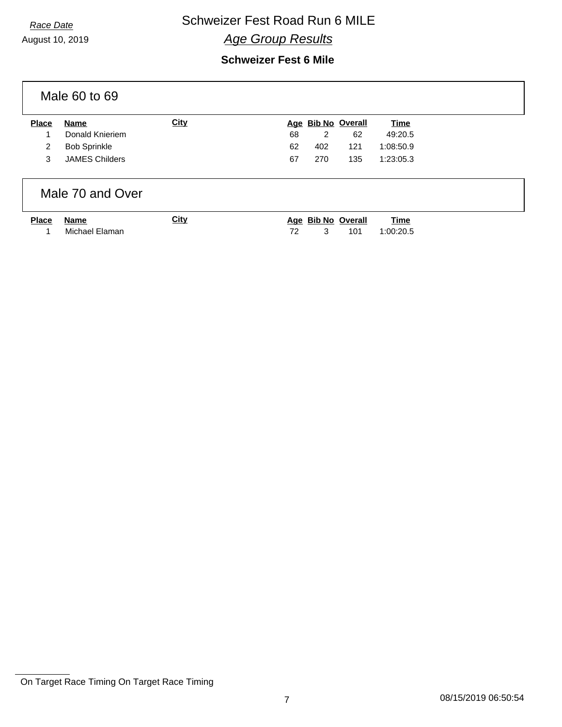# Schweizer Fest Road Run 6 MILE

*Race Date*

August 10, 2019

*Age Group Results*

**Schweizer Fest 6 Mile**

## Male 60 to 69

| Place | Name | City | Age | Bib No | Overall | Time |
|---|---|---|---|---|---|---|
| 1 | Donald Knieriem | | 68 | 2 | 62 | 49:20.5 |
| 2 | Bob Sprinkle | | 62 | 402 | 121 | 1:08:50.9 |
| 3 | JAMES Childers | | 67 | 270 | 135 | 1:23:05.3 |

## Male 70 and Over

| Place | Name | City | Age | Bib No | Overall | Time |
|---|---|---|---|---|---|---|
| 1 | Michael Elaman | | 72 | 3 | 101 | 1:00:20.5 |

On Target Race Timing On Target Race Timing

08/15/2019 06:50:54